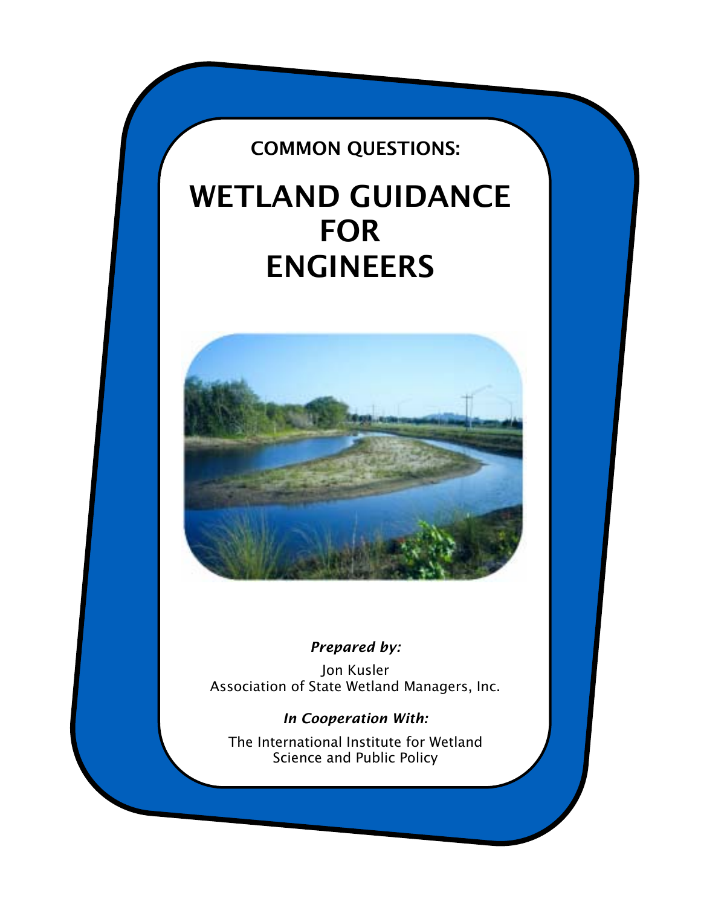COMMON QUESTIONS:

# WETLAND GUIDANCE FOR ENGINEERS

***Prepared by:***

Jon Kusler
Association of State Wetland Managers, Inc.

***In Cooperation With:***

The International Institute for Wetland Science and Public Policy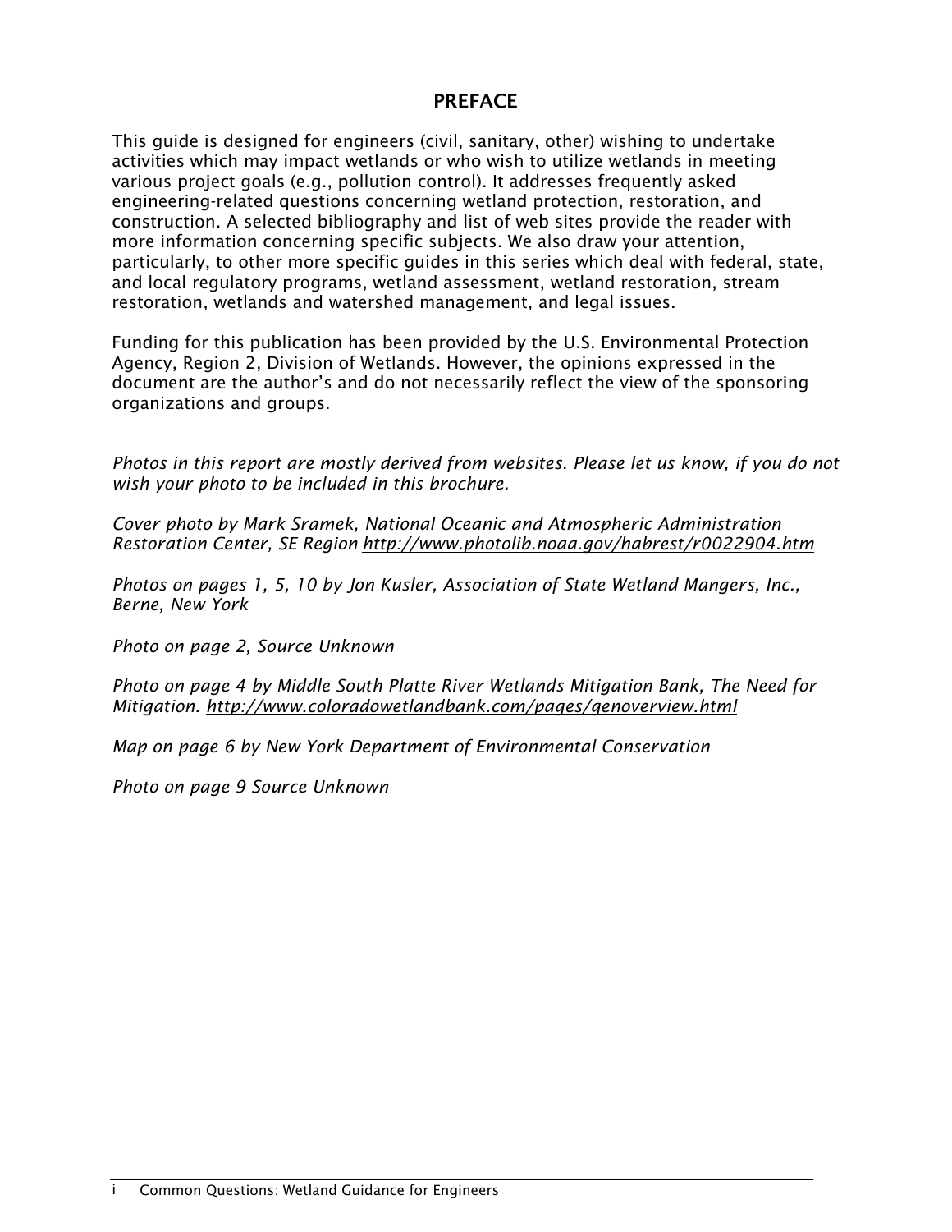## PREFACE

This guide is designed for engineers (civil, sanitary, other) wishing to undertake activities which may impact wetlands or who wish to utilize wetlands in meeting various project goals (e.g., pollution control). It addresses frequently asked engineering-related questions concerning wetland protection, restoration, and construction. A selected bibliography and list of web sites provide the reader with more information concerning specific subjects. We also draw your attention, particularly, to other more specific guides in this series which deal with federal, state, and local regulatory programs, wetland assessment, wetland restoration, stream restoration, wetlands and watershed management, and legal issues.

Funding for this publication has been provided by the U.S. Environmental Protection Agency, Region 2, Division of Wetlands. However, the opinions expressed in the document are the author's and do not necessarily reflect the view of the sponsoring organizations and groups.

*Photos in this report are mostly derived from websites. Please let us know, if you do not wish your photo to be included in this brochure.*

*Cover photo by Mark Sramek, National Oceanic and Atmospheric Administration Restoration Center, SE Region http://www.photolib.noaa.gov/habrest/r0022904.htm*

*Photos on pages 1, 5, 10 by Jon Kusler, Association of State Wetland Mangers, Inc., Berne, New York*

*Photo on page 2, Source Unknown*

*Photo on page 4 by Middle South Platte River Wetlands Mitigation Bank, The Need for Mitigation. http://www.coloradowetlandbank.com/pages/genoverview.html*

*Map on page 6 by New York Department of Environmental Conservation*

*Photo on page 9 Source Unknown*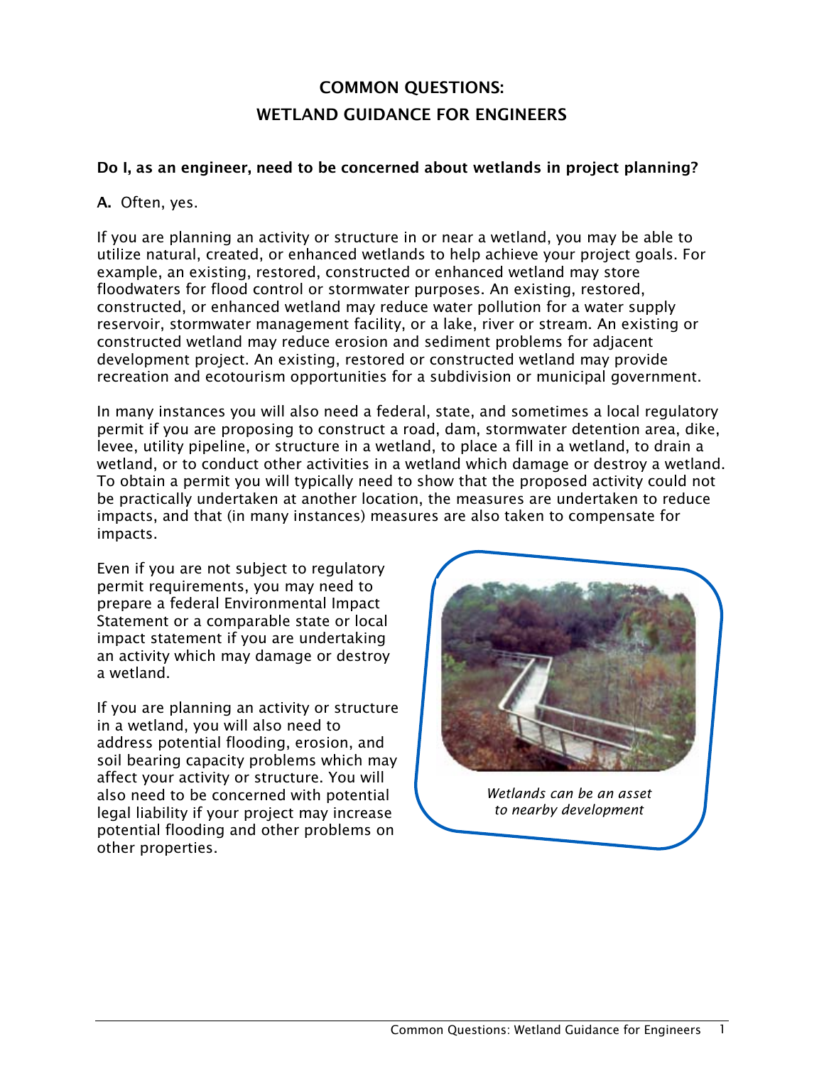# COMMON QUESTIONS: WETLAND GUIDANCE FOR ENGINEERS

**Do I, as an engineer, need to be concerned about wetlands in project planning?**

**A.** Often, yes.

If you are planning an activity or structure in or near a wetland, you may be able to utilize natural, created, or enhanced wetlands to help achieve your project goals. For example, an existing, restored, constructed or enhanced wetland may store floodwaters for flood control or stormwater purposes. An existing, restored, constructed, or enhanced wetland may reduce water pollution for a water supply reservoir, stormwater management facility, or a lake, river or stream. An existing or constructed wetland may reduce erosion and sediment problems for adjacent development project. An existing, restored or constructed wetland may provide recreation and ecotourism opportunities for a subdivision or municipal government.

In many instances you will also need a federal, state, and sometimes a local regulatory permit if you are proposing to construct a road, dam, stormwater detention area, dike, levee, utility pipeline, or structure in a wetland, to place a fill in a wetland, to drain a wetland, or to conduct other activities in a wetland which damage or destroy a wetland. To obtain a permit you will typically need to show that the proposed activity could not be practically undertaken at another location, the measures are undertaken to reduce impacts, and that (in many instances) measures are also taken to compensate for impacts.

Even if you are not subject to regulatory permit requirements, you may need to prepare a federal Environmental Impact Statement or a comparable state or local impact statement if you are undertaking an activity which may damage or destroy a wetland.

If you are planning an activity or structure in a wetland, you will also need to address potential flooding, erosion, and soil bearing capacity problems which may affect your activity or structure. You will also need to be concerned with potential legal liability if your project may increase potential flooding and other problems on other properties.

*Wetlands can be an asset to nearby development*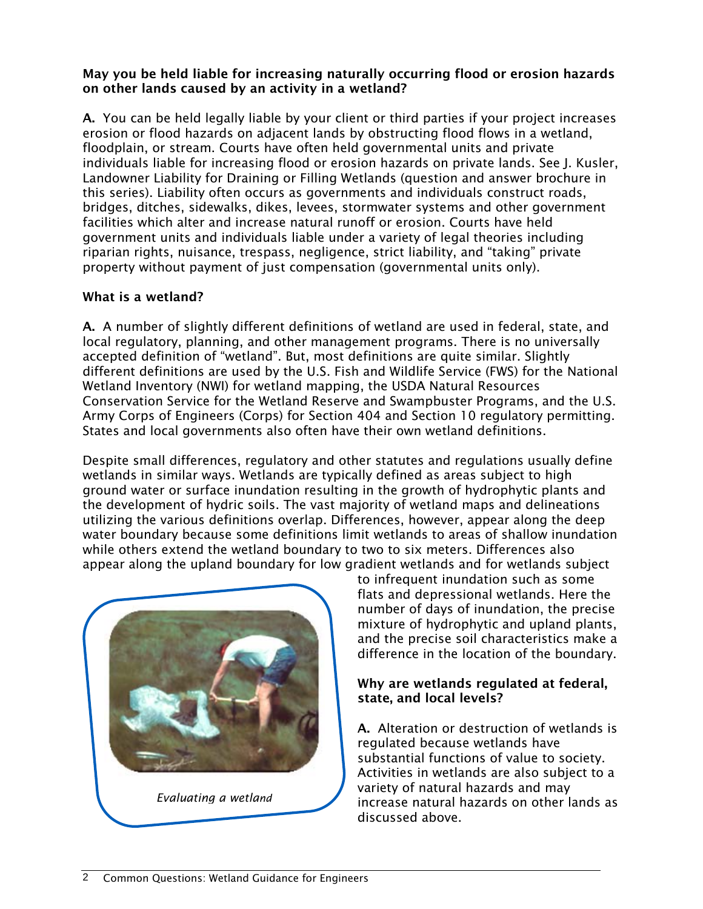**May you be held liable for increasing naturally occurring flood or erosion hazards on other lands caused by an activity in a wetland?**

**A.** You can be held legally liable by your client or third parties if your project increases erosion or flood hazards on adjacent lands by obstructing flood flows in a wetland, floodplain, or stream. Courts have often held governmental units and private individuals liable for increasing flood or erosion hazards on private lands. See J. Kusler, Landowner Liability for Draining or Filling Wetlands (question and answer brochure in this series). Liability often occurs as governments and individuals construct roads, bridges, ditches, sidewalks, dikes, levees, stormwater systems and other government facilities which alter and increase natural runoff or erosion. Courts have held government units and individuals liable under a variety of legal theories including riparian rights, nuisance, trespass, negligence, strict liability, and "taking" private property without payment of just compensation (governmental units only).

**What is a wetland?**

**A.** A number of slightly different definitions of wetland are used in federal, state, and local regulatory, planning, and other management programs. There is no universally accepted definition of "wetland". But, most definitions are quite similar. Slightly different definitions are used by the U.S. Fish and Wildlife Service (FWS) for the National Wetland Inventory (NWI) for wetland mapping, the USDA Natural Resources Conservation Service for the Wetland Reserve and Swampbuster Programs, and the U.S. Army Corps of Engineers (Corps) for Section 404 and Section 10 regulatory permitting. States and local governments also often have their own wetland definitions.

Despite small differences, regulatory and other statutes and regulations usually define wetlands in similar ways. Wetlands are typically defined as areas subject to high ground water or surface inundation resulting in the growth of hydrophytic plants and the development of hydric soils. The vast majority of wetland maps and delineations utilizing the various definitions overlap. Differences, however, appear along the deep water boundary because some definitions limit wetlands to areas of shallow inundation while others extend the wetland boundary to two to six meters. Differences also appear along the upland boundary for low gradient wetlands and for wetlands subject to infrequent inundation such as some flats and depressional wetlands. Here the number of days of inundation, the precise mixture of hydrophytic and upland plants, and the precise soil characteristics make a difference in the location of the boundary.

*Evaluating a wetland*

**Why are wetlands regulated at federal, state, and local levels?**

**A.** Alteration or destruction of wetlands is regulated because wetlands have substantial functions of value to society. Activities in wetlands are also subject to a variety of natural hazards and may increase natural hazards on other lands as discussed above.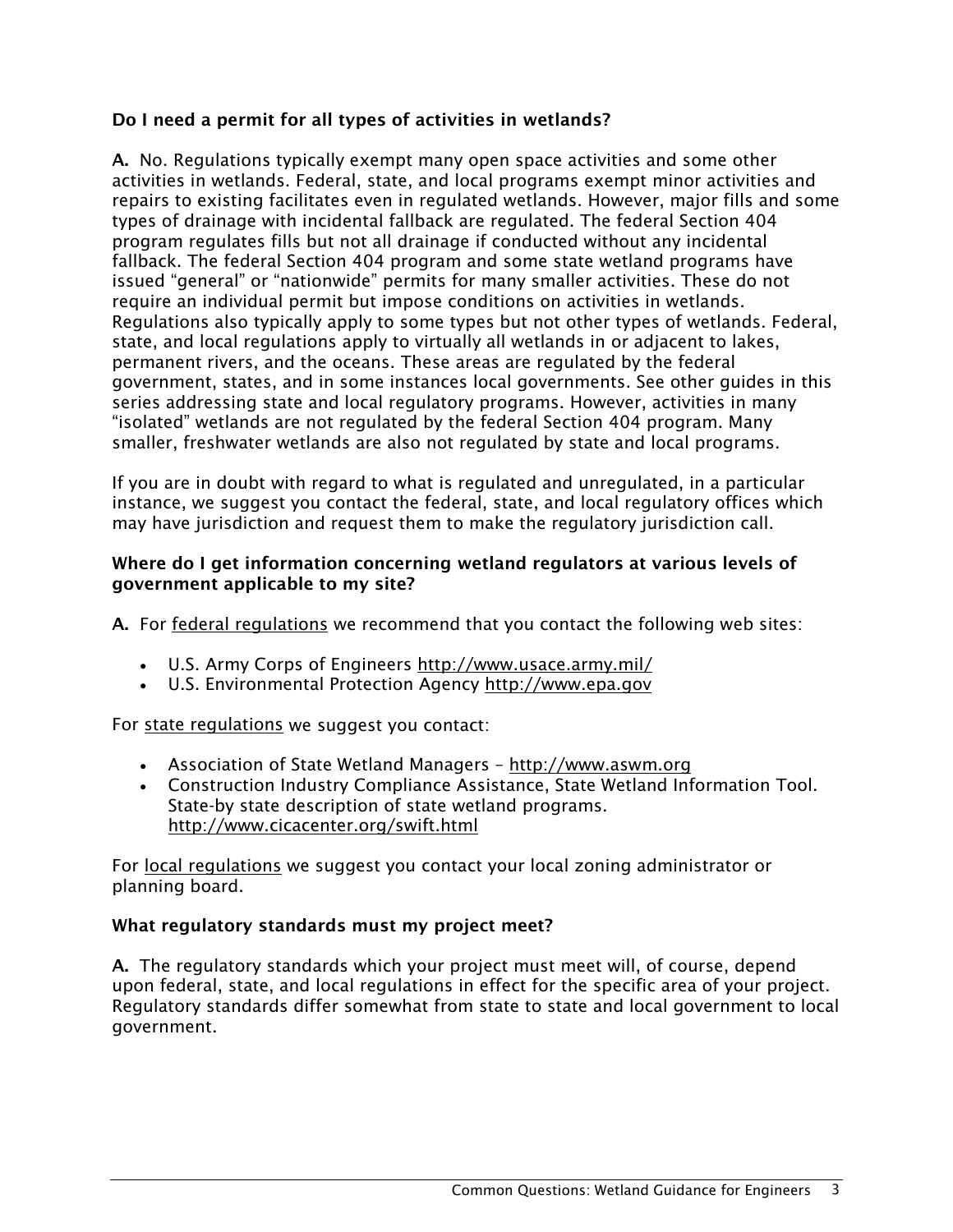**Do I need a permit for all types of activities in wetlands?**

**A.** No. Regulations typically exempt many open space activities and some other activities in wetlands. Federal, state, and local programs exempt minor activities and repairs to existing facilitates even in regulated wetlands. However, major fills and some types of drainage with incidental fallback are regulated. The federal Section 404 program regulates fills but not all drainage if conducted without any incidental fallback. The federal Section 404 program and some state wetland programs have issued "general" or "nationwide" permits for many smaller activities. These do not require an individual permit but impose conditions on activities in wetlands. Regulations also typically apply to some types but not other types of wetlands. Federal, state, and local regulations apply to virtually all wetlands in or adjacent to lakes, permanent rivers, and the oceans. These areas are regulated by the federal government, states, and in some instances local governments. See other guides in this series addressing state and local regulatory programs. However, activities in many "isolated" wetlands are not regulated by the federal Section 404 program. Many smaller, freshwater wetlands are also not regulated by state and local programs.

If you are in doubt with regard to what is regulated and unregulated, in a particular instance, we suggest you contact the federal, state, and local regulatory offices which may have jurisdiction and request them to make the regulatory jurisdiction call.

**Where do I get information concerning wetland regulators at various levels of government applicable to my site?**

**A.** For federal regulations we recommend that you contact the following web sites:

- U.S. Army Corps of Engineers http://www.usace.army.mil/
- U.S. Environmental Protection Agency http://www.epa.gov

For state regulations we suggest you contact:

- Association of State Wetland Managers – http://www.aswm.org
- Construction Industry Compliance Assistance, State Wetland Information Tool. State-by state description of state wetland programs. http://www.cicacenter.org/swift.html

For local regulations we suggest you contact your local zoning administrator or planning board.

**What regulatory standards must my project meet?**

**A.** The regulatory standards which your project must meet will, of course, depend upon federal, state, and local regulations in effect for the specific area of your project. Regulatory standards differ somewhat from state to state and local government to local government.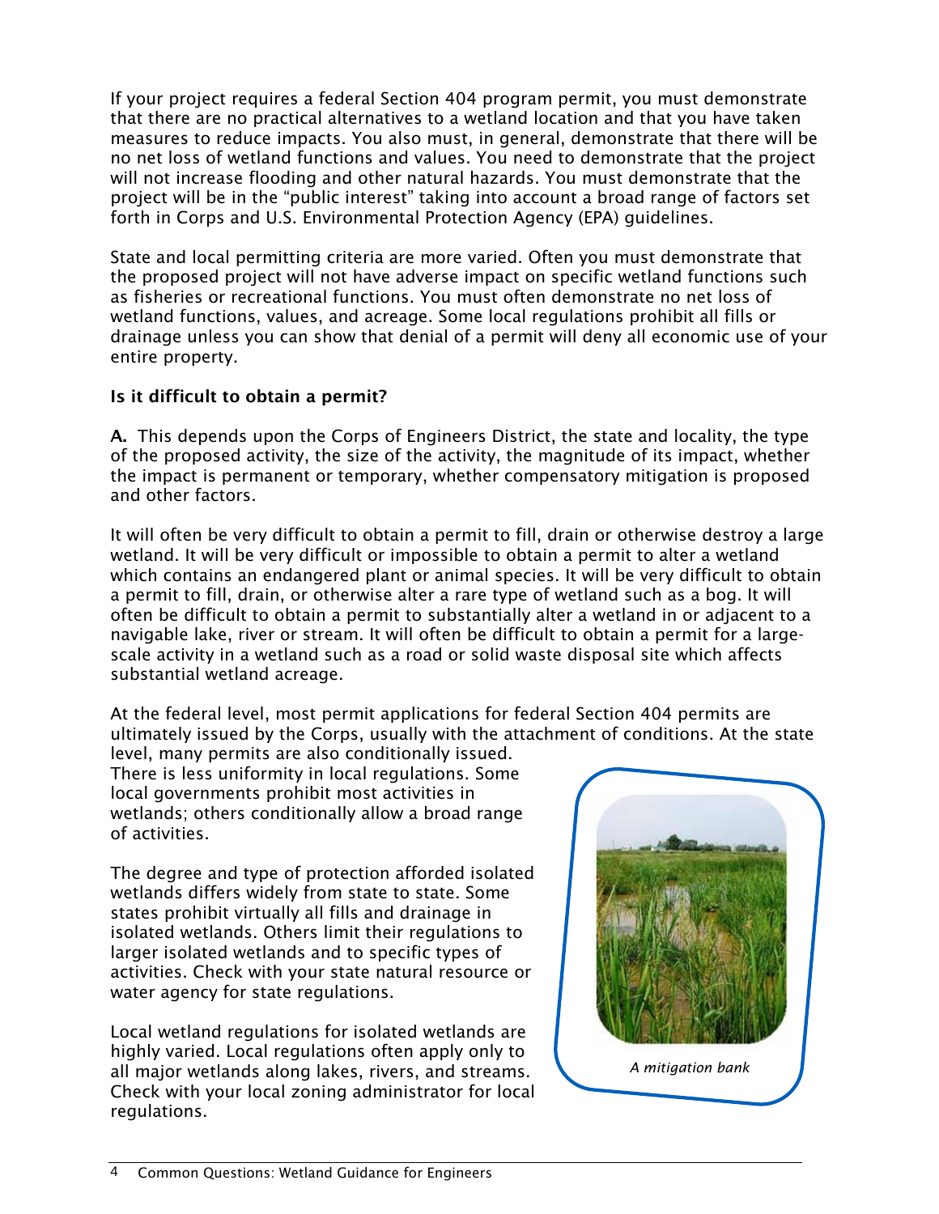If your project requires a federal Section 404 program permit, you must demonstrate that there are no practical alternatives to a wetland location and that you have taken measures to reduce impacts. You also must, in general, demonstrate that there will be no net loss of wetland functions and values. You need to demonstrate that the project will not increase flooding and other natural hazards. You must demonstrate that the project will be in the "public interest" taking into account a broad range of factors set forth in Corps and U.S. Environmental Protection Agency (EPA) guidelines.

State and local permitting criteria are more varied. Often you must demonstrate that the proposed project will not have adverse impact on specific wetland functions such as fisheries or recreational functions. You must often demonstrate no net loss of wetland functions, values, and acreage. Some local regulations prohibit all fills or drainage unless you can show that denial of a permit will deny all economic use of your entire property.

### Is it difficult to obtain a permit?

**A.** This depends upon the Corps of Engineers District, the state and locality, the type of the proposed activity, the size of the activity, the magnitude of its impact, whether the impact is permanent or temporary, whether compensatory mitigation is proposed and other factors.

It will often be very difficult to obtain a permit to fill, drain or otherwise destroy a large wetland. It will be very difficult or impossible to obtain a permit to alter a wetland which contains an endangered plant or animal species. It will be very difficult to obtain a permit to fill, drain, or otherwise alter a rare type of wetland such as a bog. It will often be difficult to obtain a permit to substantially alter a wetland in or adjacent to a navigable lake, river or stream. It will often be difficult to obtain a permit for a large-scale activity in a wetland such as a road or solid waste disposal site which affects substantial wetland acreage.

At the federal level, most permit applications for federal Section 404 permits are ultimately issued by the Corps, usually with the attachment of conditions. At the state level, many permits are also conditionally issued. There is less uniformity in local regulations. Some local governments prohibit most activities in wetlands; others conditionally allow a broad range of activities.

The degree and type of protection afforded isolated wetlands differs widely from state to state. Some states prohibit virtually all fills and drainage in isolated wetlands. Others limit their regulations to larger isolated wetlands and to specific types of activities. Check with your state natural resource or water agency for state regulations.

Local wetland regulations for isolated wetlands are highly varied. Local regulations often apply only to all major wetlands along lakes, rivers, and streams. Check with your local zoning administrator for local regulations.

*A mitigation bank*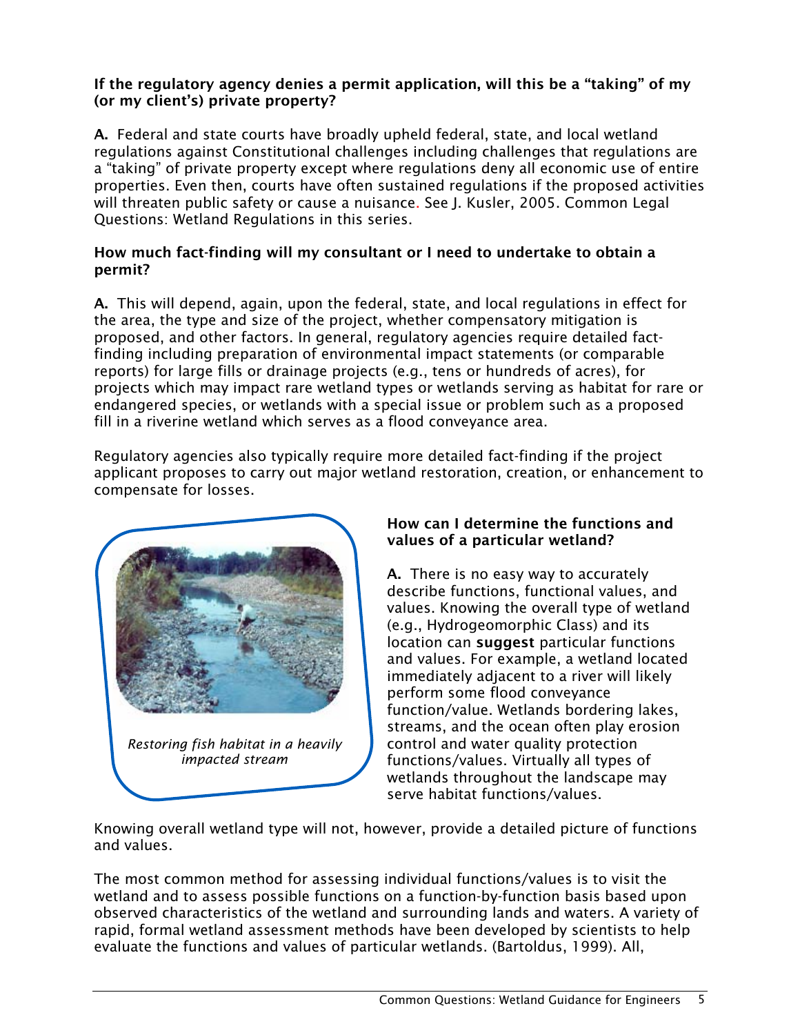**If the regulatory agency denies a permit application, will this be a "taking" of my (or my client's) private property?**

**A.** Federal and state courts have broadly upheld federal, state, and local wetland regulations against Constitutional challenges including challenges that regulations are a "taking" of private property except where regulations deny all economic use of entire properties. Even then, courts have often sustained regulations if the proposed activities will threaten public safety or cause a nuisance. See J. Kusler, 2005. Common Legal Questions: Wetland Regulations in this series.

**How much fact-finding will my consultant or I need to undertake to obtain a permit?**

**A.** This will depend, again, upon the federal, state, and local regulations in effect for the area, the type and size of the project, whether compensatory mitigation is proposed, and other factors. In general, regulatory agencies require detailed fact-finding including preparation of environmental impact statements (or comparable reports) for large fills or drainage projects (e.g., tens or hundreds of acres), for projects which may impact rare wetland types or wetlands serving as habitat for rare or endangered species, or wetlands with a special issue or problem such as a proposed fill in a riverine wetland which serves as a flood conveyance area.

Regulatory agencies also typically require more detailed fact-finding if the project applicant proposes to carry out major wetland restoration, creation, or enhancement to compensate for losses.

*Restoring fish habitat in a heavily impacted stream*

**How can I determine the functions and values of a particular wetland?**

**A.** There is no easy way to accurately describe functions, functional values, and values. Knowing the overall type of wetland (e.g., Hydrogeomorphic Class) and its location can **suggest** particular functions and values. For example, a wetland located immediately adjacent to a river will likely perform some flood conveyance function/value. Wetlands bordering lakes, streams, and the ocean often play erosion control and water quality protection functions/values. Virtually all types of wetlands throughout the landscape may serve habitat functions/values.

Knowing overall wetland type will not, however, provide a detailed picture of functions and values.

The most common method for assessing individual functions/values is to visit the wetland and to assess possible functions on a function-by-function basis based upon observed characteristics of the wetland and surrounding lands and waters. A variety of rapid, formal wetland assessment methods have been developed by scientists to help evaluate the functions and values of particular wetlands. (Bartoldus, 1999). All,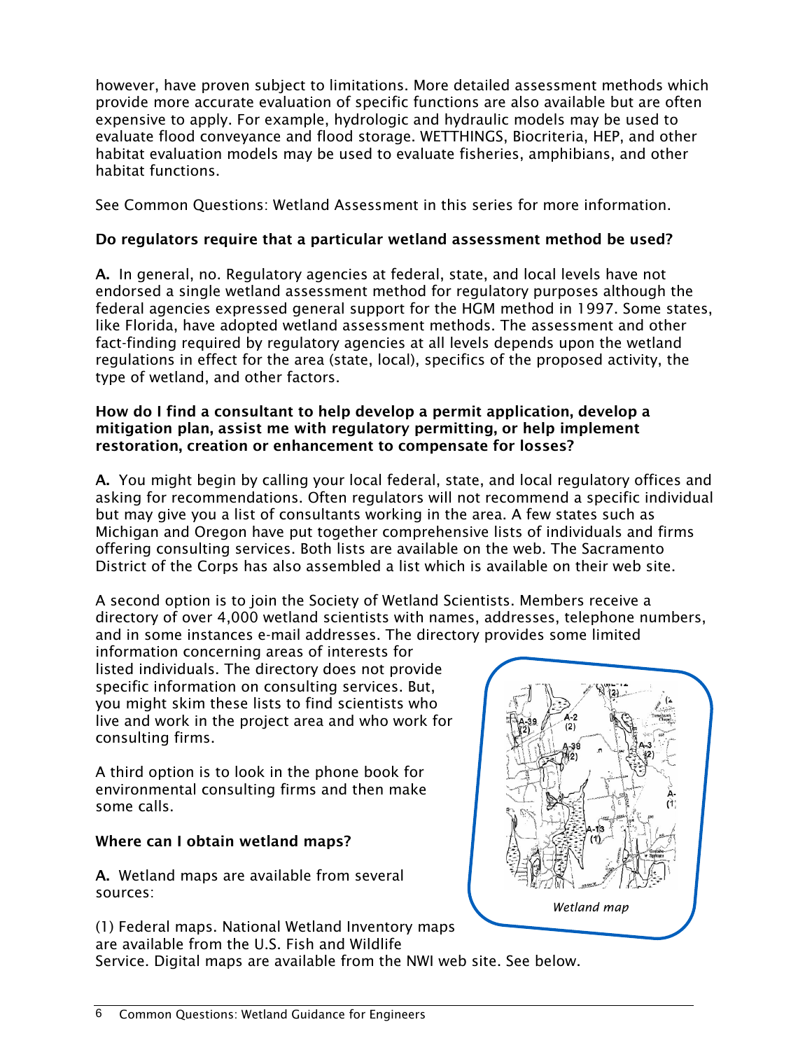however, have proven subject to limitations. More detailed assessment methods which provide more accurate evaluation of specific functions are also available but are often expensive to apply. For example, hydrologic and hydraulic models may be used to evaluate flood conveyance and flood storage. WETTHINGS, Biocriteria, HEP, and other habitat evaluation models may be used to evaluate fisheries, amphibians, and other habitat functions.

See Common Questions: Wetland Assessment in this series for more information.

**Do regulators require that a particular wetland assessment method be used?**

**A.** In general, no. Regulatory agencies at federal, state, and local levels have not endorsed a single wetland assessment method for regulatory purposes although the federal agencies expressed general support for the HGM method in 1997. Some states, like Florida, have adopted wetland assessment methods. The assessment and other fact-finding required by regulatory agencies at all levels depends upon the wetland regulations in effect for the area (state, local), specifics of the proposed activity, the type of wetland, and other factors.

**How do I find a consultant to help develop a permit application, develop a mitigation plan, assist me with regulatory permitting, or help implement restoration, creation or enhancement to compensate for losses?**

**A.** You might begin by calling your local federal, state, and local regulatory offices and asking for recommendations. Often regulators will not recommend a specific individual but may give you a list of consultants working in the area. A few states such as Michigan and Oregon have put together comprehensive lists of individuals and firms offering consulting services. Both lists are available on the web. The Sacramento District of the Corps has also assembled a list which is available on their web site.

A second option is to join the Society of Wetland Scientists. Members receive a directory of over 4,000 wetland scientists with names, addresses, telephone numbers, and in some instances e-mail addresses. The directory provides some limited information concerning areas of interests for listed individuals. The directory does not provide specific information on consulting services. But, you might skim these lists to find scientists who live and work in the project area and who work for consulting firms.

A third option is to look in the phone book for environmental consulting firms and then make some calls.

*Wetland map*

**Where can I obtain wetland maps?**

**A.** Wetland maps are available from several sources:

(1) Federal maps. National Wetland Inventory maps are available from the U.S. Fish and Wildlife Service. Digital maps are available from the NWI web site. See below.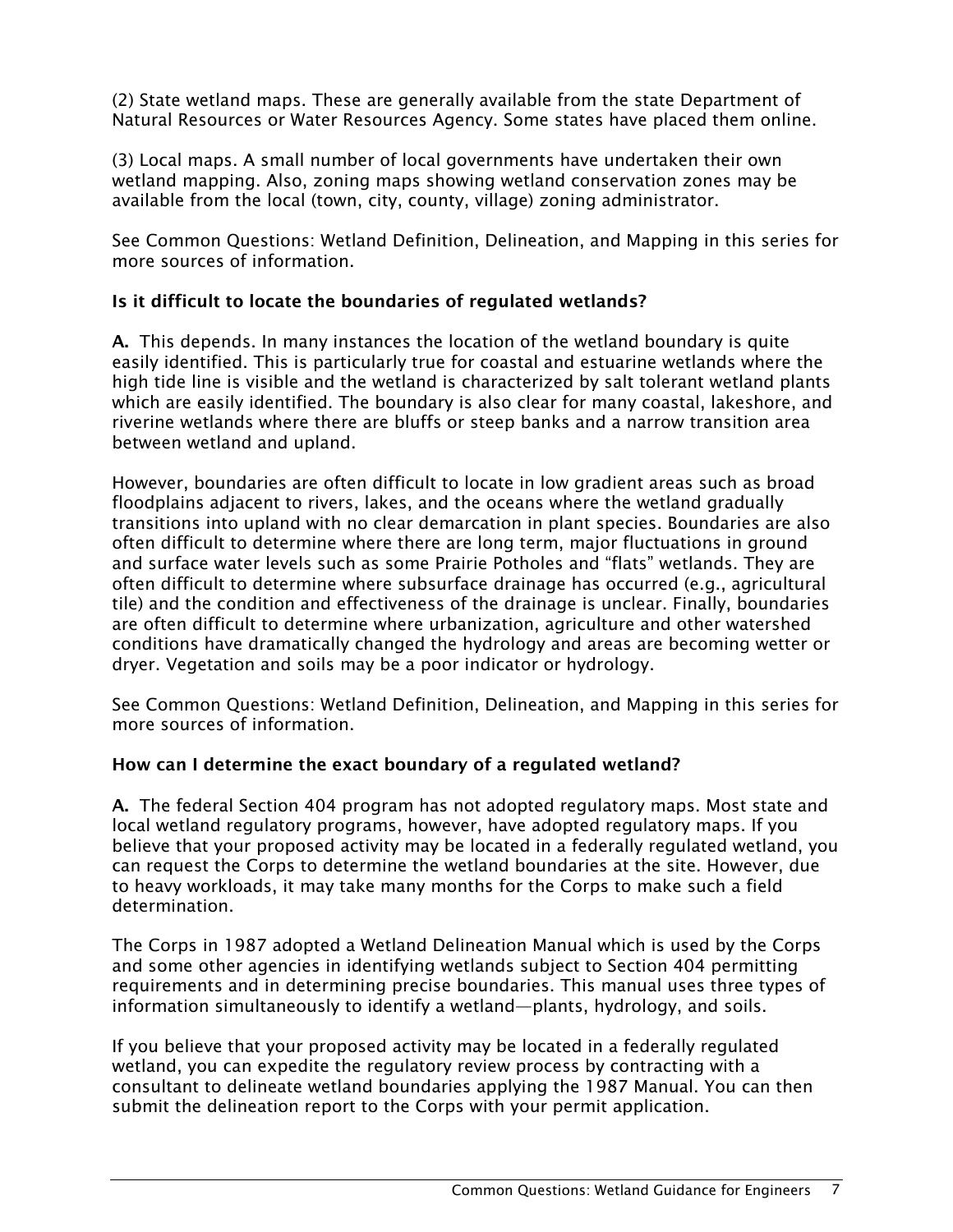(2) State wetland maps. These are generally available from the state Department of Natural Resources or Water Resources Agency. Some states have placed them online.

(3) Local maps. A small number of local governments have undertaken their own wetland mapping. Also, zoning maps showing wetland conservation zones may be available from the local (town, city, county, village) zoning administrator.

See Common Questions: Wetland Definition, Delineation, and Mapping in this series for more sources of information.

**Is it difficult to locate the boundaries of regulated wetlands?**

**A.** This depends. In many instances the location of the wetland boundary is quite easily identified. This is particularly true for coastal and estuarine wetlands where the high tide line is visible and the wetland is characterized by salt tolerant wetland plants which are easily identified. The boundary is also clear for many coastal, lakeshore, and riverine wetlands where there are bluffs or steep banks and a narrow transition area between wetland and upland.

However, boundaries are often difficult to locate in low gradient areas such as broad floodplains adjacent to rivers, lakes, and the oceans where the wetland gradually transitions into upland with no clear demarcation in plant species. Boundaries are also often difficult to determine where there are long term, major fluctuations in ground and surface water levels such as some Prairie Potholes and "flats" wetlands. They are often difficult to determine where subsurface drainage has occurred (e.g., agricultural tile) and the condition and effectiveness of the drainage is unclear. Finally, boundaries are often difficult to determine where urbanization, agriculture and other watershed conditions have dramatically changed the hydrology and areas are becoming wetter or dryer. Vegetation and soils may be a poor indicator or hydrology.

See Common Questions: Wetland Definition, Delineation, and Mapping in this series for more sources of information.

**How can I determine the exact boundary of a regulated wetland?**

**A.** The federal Section 404 program has not adopted regulatory maps. Most state and local wetland regulatory programs, however, have adopted regulatory maps. If you believe that your proposed activity may be located in a federally regulated wetland, you can request the Corps to determine the wetland boundaries at the site. However, due to heavy workloads, it may take many months for the Corps to make such a field determination.

The Corps in 1987 adopted a Wetland Delineation Manual which is used by the Corps and some other agencies in identifying wetlands subject to Section 404 permitting requirements and in determining precise boundaries. This manual uses three types of information simultaneously to identify a wetland—plants, hydrology, and soils.

If you believe that your proposed activity may be located in a federally regulated wetland, you can expedite the regulatory review process by contracting with a consultant to delineate wetland boundaries applying the 1987 Manual. You can then submit the delineation report to the Corps with your permit application.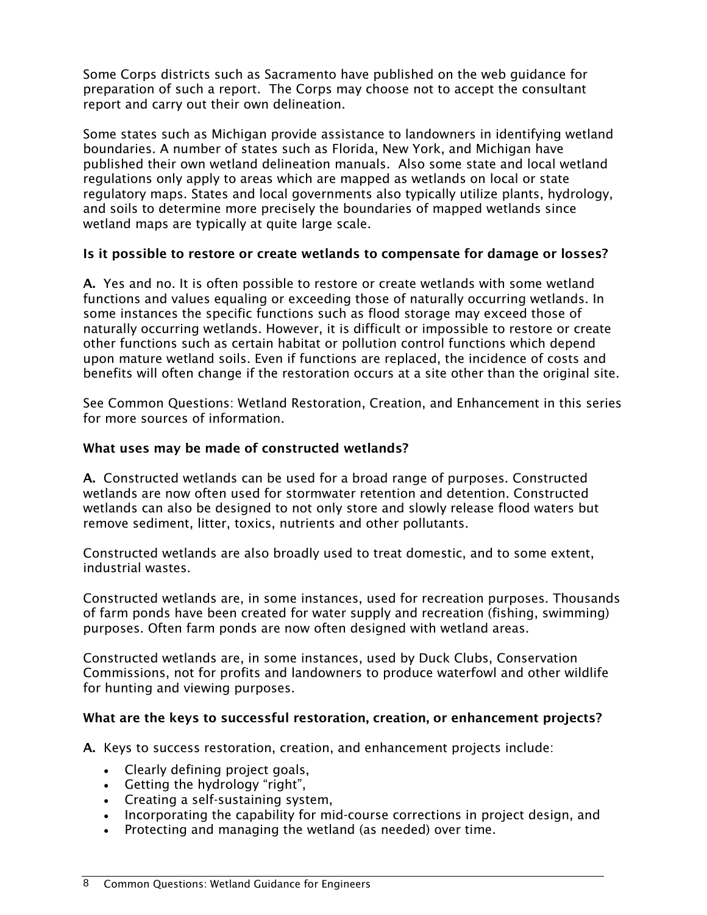Some Corps districts such as Sacramento have published on the web guidance for preparation of such a report. The Corps may choose not to accept the consultant report and carry out their own delineation.

Some states such as Michigan provide assistance to landowners in identifying wetland boundaries. A number of states such as Florida, New York, and Michigan have published their own wetland delineation manuals. Also some state and local wetland regulations only apply to areas which are mapped as wetlands on local or state regulatory maps. States and local governments also typically utilize plants, hydrology, and soils to determine more precisely the boundaries of mapped wetlands since wetland maps are typically at quite large scale.

**Is it possible to restore or create wetlands to compensate for damage or losses?**

**A.** Yes and no. It is often possible to restore or create wetlands with some wetland functions and values equaling or exceeding those of naturally occurring wetlands. In some instances the specific functions such as flood storage may exceed those of naturally occurring wetlands. However, it is difficult or impossible to restore or create other functions such as certain habitat or pollution control functions which depend upon mature wetland soils. Even if functions are replaced, the incidence of costs and benefits will often change if the restoration occurs at a site other than the original site.

See Common Questions: Wetland Restoration, Creation, and Enhancement in this series for more sources of information.

**What uses may be made of constructed wetlands?**

**A.** Constructed wetlands can be used for a broad range of purposes. Constructed wetlands are now often used for stormwater retention and detention. Constructed wetlands can also be designed to not only store and slowly release flood waters but remove sediment, litter, toxics, nutrients and other pollutants.

Constructed wetlands are also broadly used to treat domestic, and to some extent, industrial wastes.

Constructed wetlands are, in some instances, used for recreation purposes. Thousands of farm ponds have been created for water supply and recreation (fishing, swimming) purposes. Often farm ponds are now often designed with wetland areas.

Constructed wetlands are, in some instances, used by Duck Clubs, Conservation Commissions, not for profits and landowners to produce waterfowl and other wildlife for hunting and viewing purposes.

**What are the keys to successful restoration, creation, or enhancement projects?**

**A.** Keys to success restoration, creation, and enhancement projects include:

- Clearly defining project goals,
- Getting the hydrology "right",
- Creating a self-sustaining system,
- Incorporating the capability for mid-course corrections in project design, and
- Protecting and managing the wetland (as needed) over time.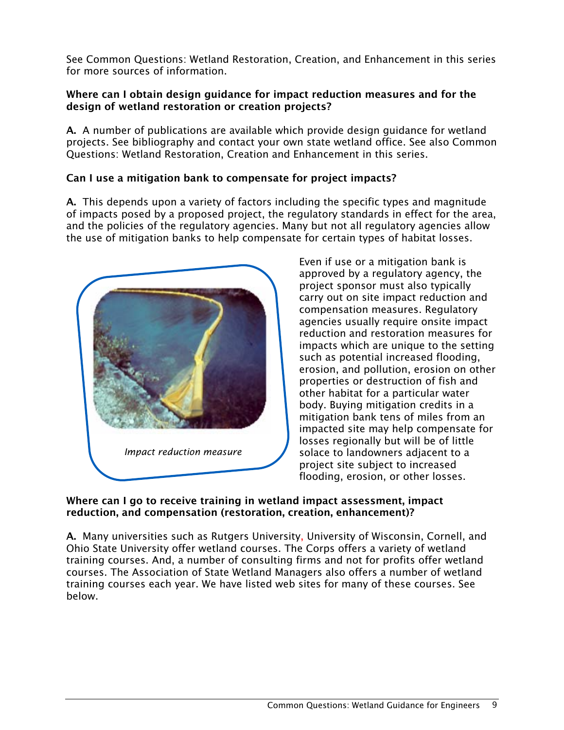See Common Questions: Wetland Restoration, Creation, and Enhancement in this series for more sources of information.

**Where can I obtain design guidance for impact reduction measures and for the design of wetland restoration or creation projects?**

**A.** A number of publications are available which provide design guidance for wetland projects. See bibliography and contact your own state wetland office. See also Common Questions: Wetland Restoration, Creation and Enhancement in this series.

**Can I use a mitigation bank to compensate for project impacts?**

**A.** This depends upon a variety of factors including the specific types and magnitude of impacts posed by a proposed project, the regulatory standards in effect for the area, and the policies of the regulatory agencies. Many but not all regulatory agencies allow the use of mitigation banks to help compensate for certain types of habitat losses.

*Impact reduction measure*

Even if use or a mitigation bank is approved by a regulatory agency, the project sponsor must also typically carry out on site impact reduction and compensation measures. Regulatory agencies usually require onsite impact reduction and restoration measures for impacts which are unique to the setting such as potential increased flooding, erosion, and pollution, erosion on other properties or destruction of fish and other habitat for a particular water body. Buying mitigation credits in a mitigation bank tens of miles from an impacted site may help compensate for losses regionally but will be of little solace to landowners adjacent to a project site subject to increased flooding, erosion, or other losses.

**Where can I go to receive training in wetland impact assessment, impact reduction, and compensation (restoration, creation, enhancement)?**

**A.** Many universities such as Rutgers University, University of Wisconsin, Cornell, and Ohio State University offer wetland courses. The Corps offers a variety of wetland training courses. And, a number of consulting firms and not for profits offer wetland courses. The Association of State Wetland Managers also offers a number of wetland training courses each year. We have listed web sites for many of these courses. See below.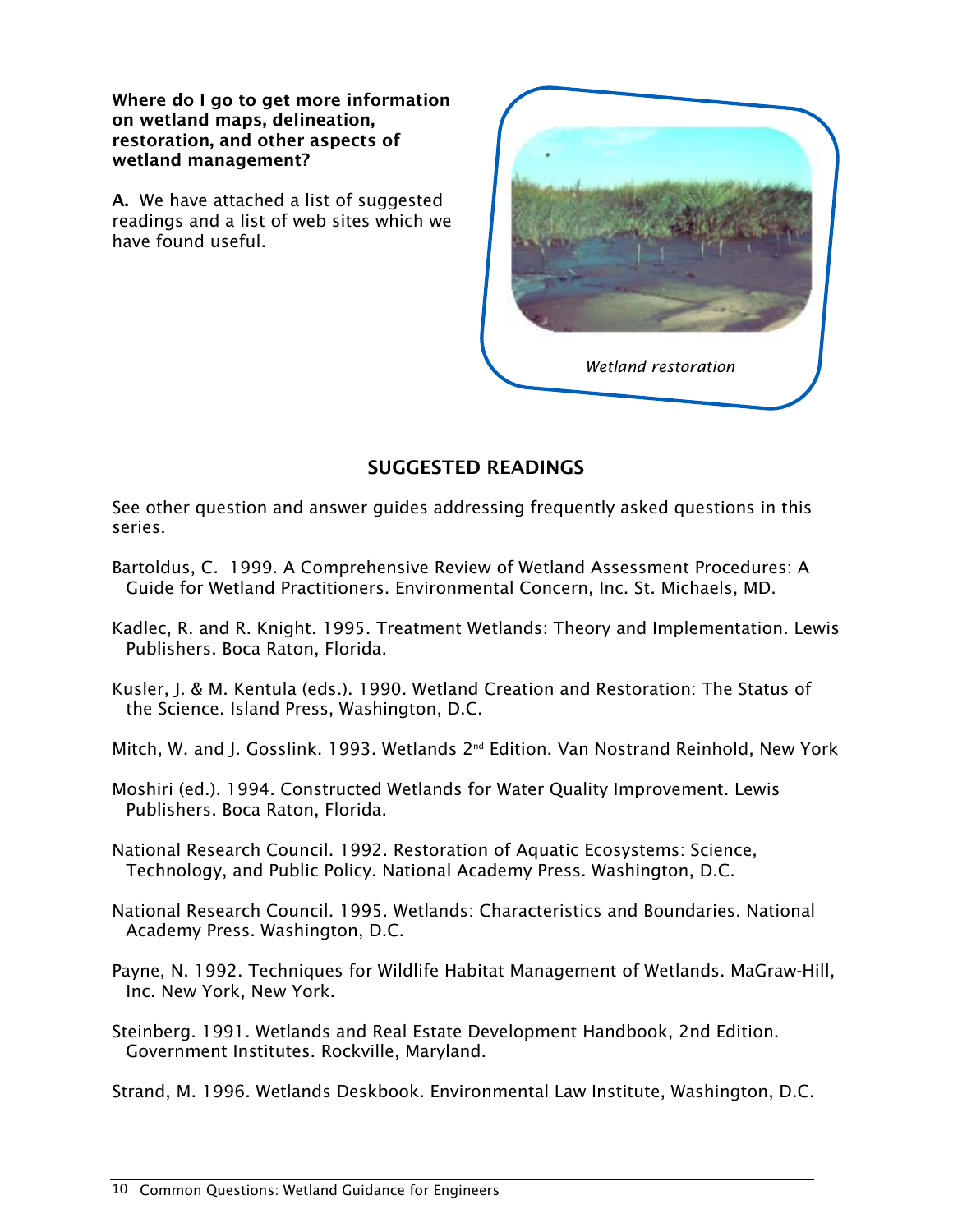**Where do I go to get more information on wetland maps, delineation, restoration, and other aspects of wetland management?**

**A.** We have attached a list of suggested readings and a list of web sites which we have found useful.

*Wetland restoration*

## SUGGESTED READINGS

See other question and answer guides addressing frequently asked questions in this series.

Bartoldus, C. 1999. A Comprehensive Review of Wetland Assessment Procedures: A Guide for Wetland Practitioners. Environmental Concern, Inc. St. Michaels, MD.

Kadlec, R. and R. Knight. 1995. Treatment Wetlands: Theory and Implementation. Lewis Publishers. Boca Raton, Florida.

Kusler, J. & M. Kentula (eds.). 1990. Wetland Creation and Restoration: The Status of the Science. Island Press, Washington, D.C.

Mitch, W. and J. Gosslink. 1993. Wetlands 2nd Edition. Van Nostrand Reinhold, New York

Moshiri (ed.). 1994. Constructed Wetlands for Water Quality Improvement. Lewis Publishers. Boca Raton, Florida.

National Research Council. 1992. Restoration of Aquatic Ecosystems: Science, Technology, and Public Policy. National Academy Press. Washington, D.C.

National Research Council. 1995. Wetlands: Characteristics and Boundaries. National Academy Press. Washington, D.C.

Payne, N. 1992. Techniques for Wildlife Habitat Management of Wetlands. MaGraw-Hill, Inc. New York, New York.

Steinberg. 1991. Wetlands and Real Estate Development Handbook, 2nd Edition. Government Institutes. Rockville, Maryland.

Strand, M. 1996. Wetlands Deskbook. Environmental Law Institute, Washington, D.C.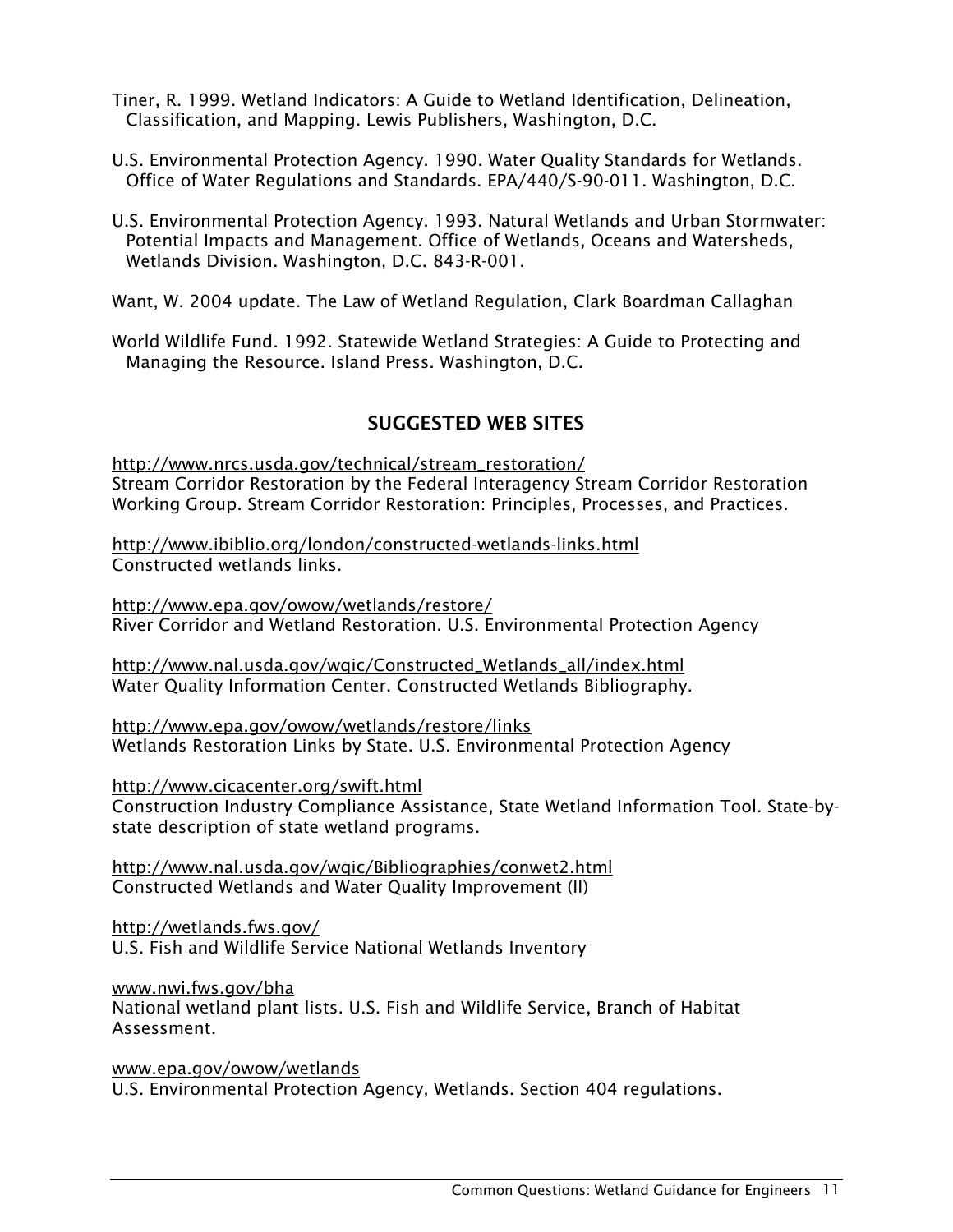Tiner, R. 1999. Wetland Indicators: A Guide to Wetland Identification, Delineation, Classification, and Mapping. Lewis Publishers, Washington, D.C.

U.S. Environmental Protection Agency. 1990. Water Quality Standards for Wetlands. Office of Water Regulations and Standards. EPA/440/S-90-011. Washington, D.C.

U.S. Environmental Protection Agency. 1993. Natural Wetlands and Urban Stormwater: Potential Impacts and Management. Office of Wetlands, Oceans and Watersheds, Wetlands Division. Washington, D.C. 843-R-001.

Want, W. 2004 update. The Law of Wetland Regulation, Clark Boardman Callaghan

World Wildlife Fund. 1992. Statewide Wetland Strategies: A Guide to Protecting and Managing the Resource. Island Press. Washington, D.C.

## SUGGESTED WEB SITES

http://www.nrcs.usda.gov/technical/stream_restoration/
Stream Corridor Restoration by the Federal Interagency Stream Corridor Restoration Working Group. Stream Corridor Restoration: Principles, Processes, and Practices.

http://www.ibiblio.org/london/constructed-wetlands-links.html
Constructed wetlands links.

http://www.epa.gov/owow/wetlands/restore/
River Corridor and Wetland Restoration. U.S. Environmental Protection Agency

http://www.nal.usda.gov/wqic/Constructed_Wetlands_all/index.html
Water Quality Information Center. Constructed Wetlands Bibliography.

http://www.epa.gov/owow/wetlands/restore/links
Wetlands Restoration Links by State. U.S. Environmental Protection Agency

http://www.cicacenter.org/swift.html
Construction Industry Compliance Assistance, State Wetland Information Tool. State-by-state description of state wetland programs.

http://www.nal.usda.gov/wqic/Bibliographies/conwet2.html
Constructed Wetlands and Water Quality Improvement (II)

http://wetlands.fws.gov/
U.S. Fish and Wildlife Service National Wetlands Inventory

www.nwi.fws.gov/bha
National wetland plant lists. U.S. Fish and Wildlife Service, Branch of Habitat Assessment.

www.epa.gov/owow/wetlands
U.S. Environmental Protection Agency, Wetlands. Section 404 regulations.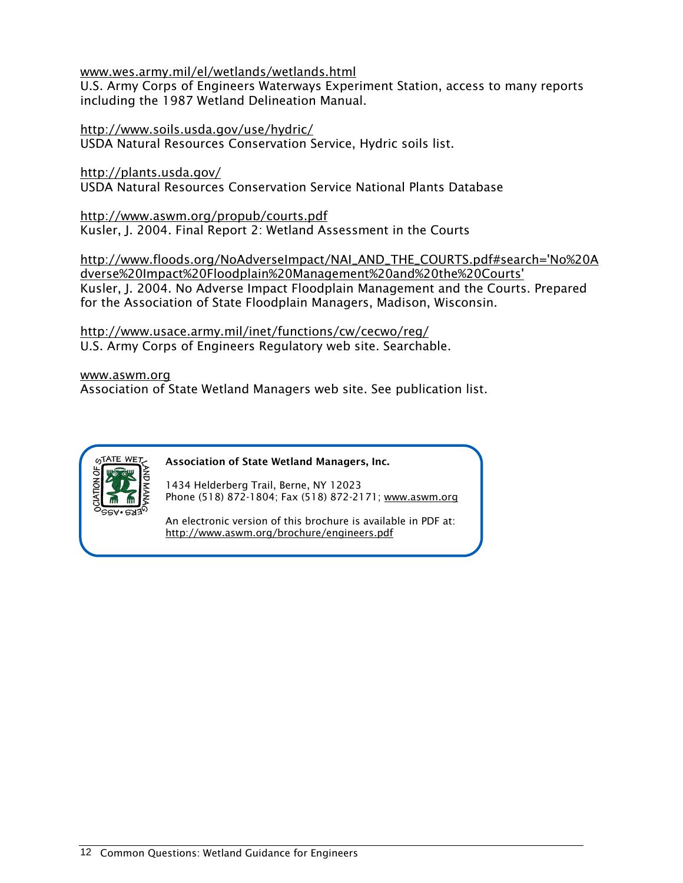www.wes.army.mil/el/wetlands/wetlands.html
U.S. Army Corps of Engineers Waterways Experiment Station, access to many reports including the 1987 Wetland Delineation Manual.

http://www.soils.usda.gov/use/hydric/
USDA Natural Resources Conservation Service, Hydric soils list.

http://plants.usda.gov/
USDA Natural Resources Conservation Service National Plants Database

http://www.aswm.org/propub/courts.pdf
Kusler, J. 2004. Final Report 2: Wetland Assessment in the Courts

http://www.floods.org/NoAdverseImpact/NAI_AND_THE_COURTS.pdf#search='No%20Adverse%20Impact%20Floodplain%20Management%20and%20the%20Courts'
Kusler, J. 2004. No Adverse Impact Floodplain Management and the Courts. Prepared for the Association of State Floodplain Managers, Madison, Wisconsin.

http://www.usace.army.mil/inet/functions/cw/cecwo/reg/
U.S. Army Corps of Engineers Regulatory web site. Searchable.

www.aswm.org
Association of State Wetland Managers web site. See publication list.

**Association of State Wetland Managers, Inc.**

1434 Helderberg Trail, Berne, NY 12023
Phone (518) 872-1804; Fax (518) 872-2171; www.aswm.org

An electronic version of this brochure is available in PDF at:
http://www.aswm.org/brochure/engineers.pdf